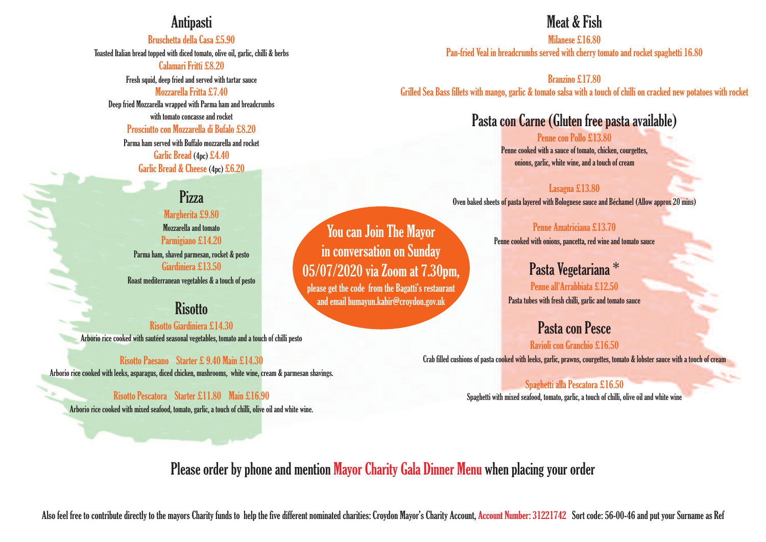## Antipasti

**Bruschetta della Casa £5.90**
Toasted Italian bread topped with diced tomato, olive oil, garlic, chilli & herbs

**Calamari Fritti £8.20**
Fresh squid, deep fried and served with tartar sauce

**Mozzarella Fritta £7.40**
Deep fried Mozzarella wrapped with Parma ham and breadcrumbs with tomato concasse and rocket

**Prosciutto con Mozzarella di Bufalo £8.20**
Parma ham served with Buffalo mozzarella and rocket

**Garlic Bread (4pc) £4.40**

**Garlic Bread & Cheese (4pc) £6.20**

## Pizza

**Margherita £9.80**
Mozzarella and tomato

**Parmigiano £14.20**
Parma ham, shaved parmesan, rocket & pesto

**Giardiniera £13.50**
Roast mediterranean vegetables & a touch of pesto

## Risotto

**Risotto Giardiniera £14.30**
Arborio rice cooked with sautéed seasonal vegetables, tomato and a touch of chilli pesto

**Risotto Paesano Starter £ 9.40 Main £14.30**
Arborio rice cooked with leeks, asparagus, diced chicken, mushrooms, white wine, cream & parmesan shavings.

**Risotto Pescatora Starter £11.80 Main £16.90**
Arborio rice cooked with mixed seafood, tomato, garlic, a touch of chilli, olive oil and white wine.

**You can Join The Mayor in conversation on Sunday 05/07/2020 via Zoom at 7.30pm,**
please get the code from the Bagatti's restaurant and email humayun.kabir@croydon.gov.uk

## Meat & Fish

**Milanese £16.80**
Pan-fried Veal in breadcrumbs served with cherry tomato and rocket spaghetti 16.80

**Branzino £17.80**
Grilled Sea Bass fillets with mango, garlic & tomato salsa with a touch of chilli on cracked new potatoes with rocket

## Pasta con Carne (Gluten free pasta available)

**Penne con Pollo £13.80**
Penne cooked with a sauce of tomato, chicken, courgettes, onions, garlic, white wine, and a touch of cream

**Lasagna £13.80**
Oven baked sheets of pasta layered with Bolognese sauce and Béchamel (Allow approx 20 mins)

**Penne Amatriciana £13.70**
Penne cooked with onions, pancetta, red wine and tomato sauce

## Pasta Vegetariana *

**Penne all'Arrabbiata £12.50**
Pasta tubes with fresh chilli, garlic and tomato sauce

## Pasta con Pesce

**Ravioli con Granchio £16.50**
Crab filled cushions of pasta cooked with leeks, garlic, prawns, courgettes, tomato & lobster sauce with a touch of cream

**Spaghetti alla Pescatora £16.50**
Spaghetti with mixed seafood, tomato, garlic, a touch of chilli, olive oil and white wine

## Please order by phone and mention Mayor Charity Gala Dinner Menu when placing your order

Also feel free to contribute directly to the mayors Charity funds to help the five different nominated charities: Croydon Mayor's Charity Account, Account Number: 31221742 Sort code: 56-00-46 and put your Surname as Ref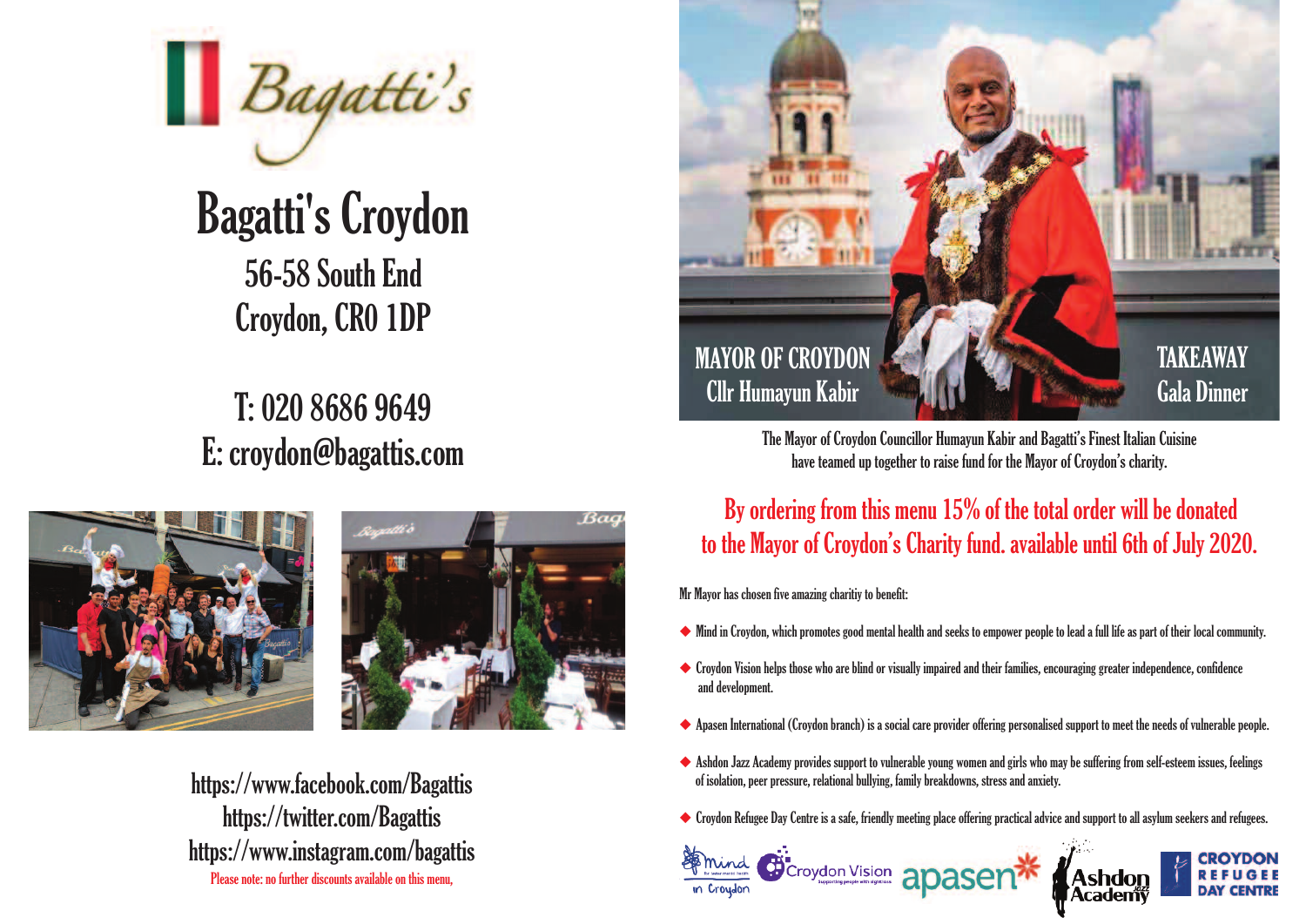Bagatti's

# Bagatti's Croydon

56-58 South End
Croydon, CR0 1DP

T: 020 8686 9649
E: croydon@bagattis.com

https://www.facebook.com/Bagattis
https://twitter.com/Bagattis
https://www.instagram.com/bagattis

Please note: no further discounts available on this menu,

MAYOR OF CROYDON
Cllr Humayun Kabir

TAKEAWAY
Gala Dinner

The Mayor of Croydon Councillor Humayun Kabir and Bagatti's Finest Italian Cuisine have teamed up together to raise fund for the Mayor of Croydon's charity.

## By ordering from this menu 15% of the total order will be donated to the Mayor of Croydon's Charity fund. available until 6th of July 2020.

Mr Mayor has chosen five amazing charitiy to benefit:

- Mind in Croydon, which promotes good mental health and seeks to empower people to lead a full life as part of their local community.
- Croydon Vision helps those who are blind or visually impaired and their families, encouraging greater independence, confidence and development.
- Apasen International (Croydon branch) is a social care provider offering personalised support to meet the needs of vulnerable people.
- Ashdon Jazz Academy provides support to vulnerable young women and girls who may be suffering from self-esteem issues, feelings of isolation, peer pressure, relational bullying, family breakdowns, stress and anxiety.
- Croydon Refugee Day Centre is a safe, friendly meeting place offering practical advice and support to all asylum seekers and refugees.

Mind in Croydon · Croydon Vision · apasen · Ashdon Jazz Academy · Croydon Refugee Day Centre